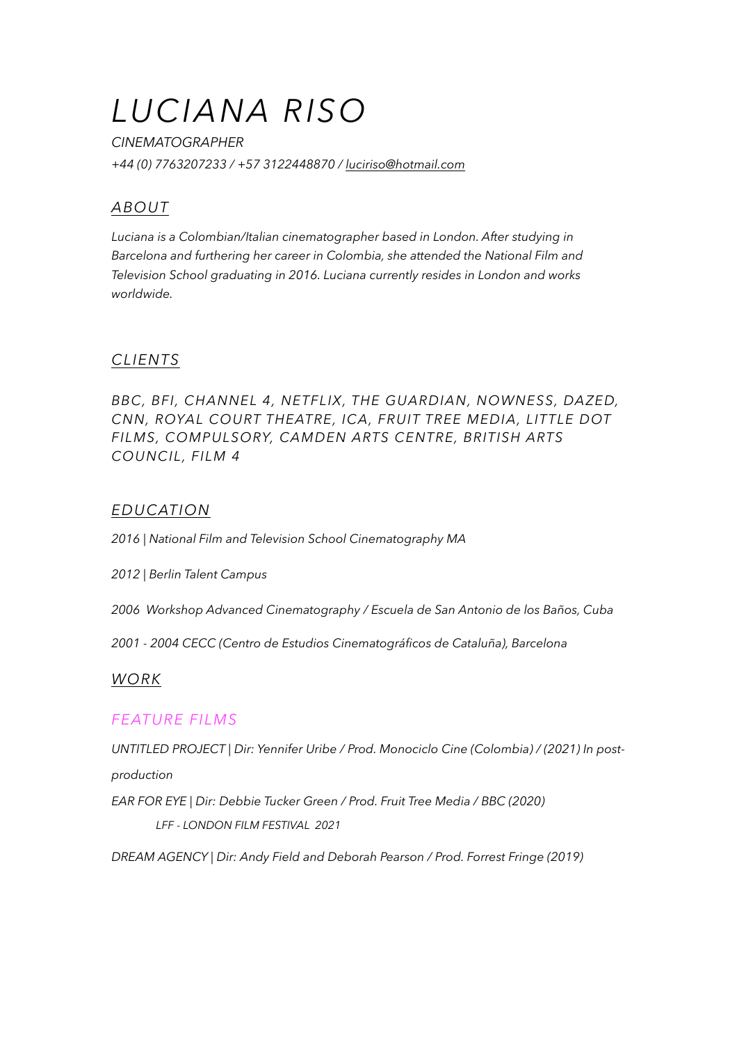# *LUCIANA RISO*

*CINEMATOGRAPHER*

*+44 (0) 7763207233 / +57 3122448870 / luciriso@hotmail.com*

## *ABOUT*

*Luciana is a Colombian/Italian cinematographer based in London. After studying in Barcelona and furthering her career in Colombia, she attended the National Film and Television School graduating in 2016. Luciana currently resides in London and works worldwide.*

## *CLIENTS*

*BBC, BFI, CHANNEL 4, NETFLIX, THE GUARDIAN, NOWNESS, DAZED, CNN, ROYAL COURT THEATRE, ICA, FRUIT TREE MEDIA, LITTLE DOT FILMS, COMPULSORY, CAMDEN ARTS CENTRE, BRITISH ARTS COUNCIL, FILM 4*

## *EDUCATION*

*2016 | National Film and Television School Cinematography MA*

*2012 | Berlin Talent Campus*

*2006 Workshop Advanced Cinematography / Escuela de San Antonio de los Baños, Cuba*

*2001 - 2004 CECC (Centro de Estudios Cinematográficos de Cataluña), Barcelona*

## *WORK*

### *FEATURE FILMS*

*UNTITLED PROJECT | Dir: Yennifer Uribe / Prod. Monociclo Cine (Colombia) / (2021) In post-production*

*EAR FOR EYE | Dir: Debbie Tucker Green / Prod. Fruit Tree Media / BBC (2020)*

*LFF - LONDON FILM FESTIVAL 2021*

*DREAM AGENCY | Dir: Andy Field and Deborah Pearson / Prod. Forrest Fringe (2019)*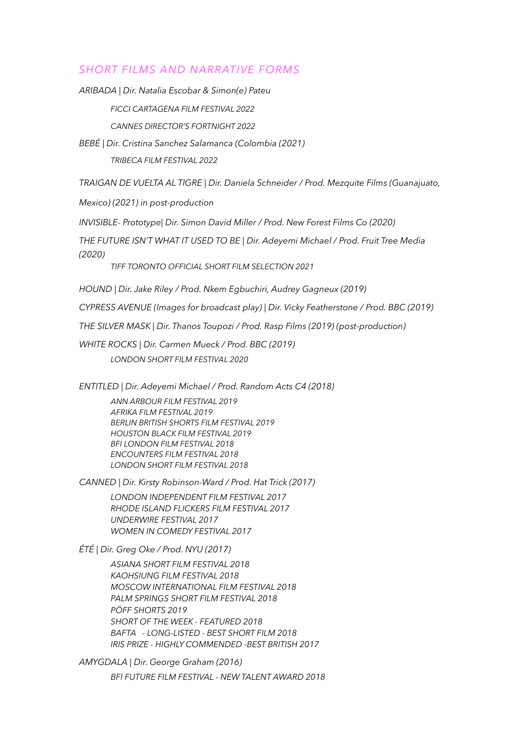## *SHORT FILMS AND NARRATIVE FORMS*

*ARIBADA | Dir. Natalia Escobar & Simon(e) Pateu*

*FICCI CARTAGENA FILM FESTIVAL 2022*

*CANNES DIRECTOR'S FORTNIGHT 2022*

*BEBÉ | Dir. Cristina Sanchez Salamanca (Colombia (2021)*

*TRIBECA FILM FESTIVAL 2022*

*TRAIGAN DE VUELTA AL TIGRE | Dir. Daniela Schneider / Prod. Mezquite Films (Guanajuato, Mexico) (2021) in post-production*

*INVISIBLE- Prototype| Dir. Simon David Miller / Prod. New Forest Films Co (2020)*

*THE FUTURE ISN'T WHAT IT USED TO BE | Dir. Adeyemi Michael / Prod. Fruit Tree Media (2020)*

*TIFF TORONTO OFFICIAL SHORT FILM SELECTION 2021*

*HOUND | Dir. Jake Riley / Prod. Nkem Egbuchiri, Audrey Gagneux (2019)*

*CYPRESS AVENUE (Images for broadcast play) | Dir. Vicky Featherstone / Prod. BBC (2019)*

*THE SILVER MASK | Dir. Thanos Toupozi / Prod. Rasp Films (2019) (post-production)*

*WHITE ROCKS | Dir. Carmen Mueck / Prod. BBC (2019)*

*LONDON SHORT FILM FESTIVAL 2020*

*ENTITLED | Dir. Adeyemi Michael / Prod. Random Acts C4 (2018)*

*ANN ARBOUR FILM FESTIVAL 2019*
*AFRIKA FILM FESTIVAL 2019*
*BERLIN BRITISH SHORTS FILM FESTIVAL 2019*
*HOUSTON BLACK FILM FESTIVAL 2019*
*BFI LONDON FILM FESTIVAL 2018*
*ENCOUNTERS FILM FESTIVAL 2018*
*LONDON SHORT FILM FESTIVAL 2018*

*CANNED | Dir. Kirsty Robinson-Ward / Prod. Hat Trick (2017)*

*LONDON INDEPENDENT FILM FESTIVAL 2017*
*RHODE ISLAND FLICKERS FILM FESTIVAL 2017*
*UNDERWIRE FESTIVAL 2017*
*WOMEN IN COMEDY FESTIVAL 2017*

*ÉTÉ | Dir. Greg Oke / Prod. NYU (2017)*

*ASIANA SHORT FILM FESTIVAL 2018*
*KAOHSIUNG FILM FESTIVAL 2018*
*MOSCOW INTERNATIONAL FILM FESTIVAL 2018*
*PALM SPRINGS SHORT FILM FESTIVAL 2018*
*PÖFF SHORTS 2019*
*SHORT OF THE WEEK - FEATURED 2018*
*BAFTA - LONG-LISTED - BEST SHORT FILM 2018*
*IRIS PRIZE - HIGHLY COMMENDED -BEST BRITISH 2017*

*AMYGDALA | Dir. George Graham (2016)*

*BFI FUTURE FILM FESTIVAL - NEW TALENT AWARD 2018*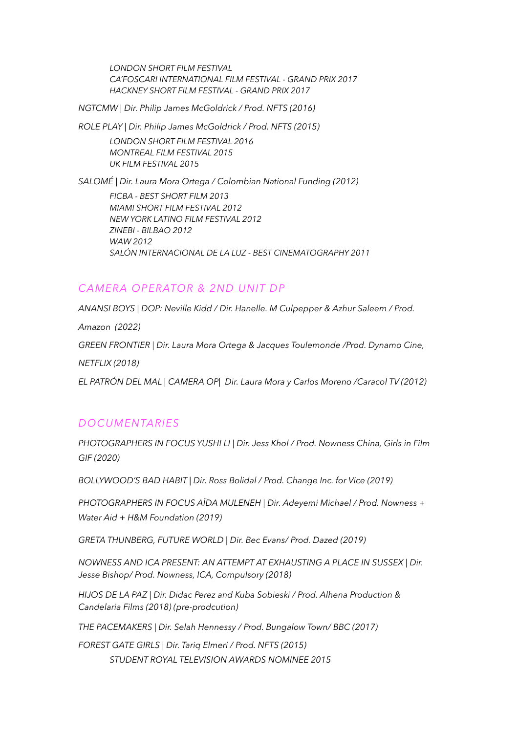*LONDON SHORT FILM FESTIVAL*
*CA'FOSCARI INTERNATIONAL FILM FESTIVAL - GRAND PRIX 2017*
*HACKNEY SHORT FILM FESTIVAL - GRAND PRIX 2017*

*NGTCMW | Dir. Philip James McGoldrick / Prod. NFTS (2016)*

*ROLE PLAY | Dir. Philip James McGoldrick / Prod. NFTS (2015)*

*LONDON SHORT FILM FESTIVAL 2016*
*MONTREAL FILM FESTIVAL 2015*
*UK FILM FESTIVAL 2015*

*SALOMÉ | Dir. Laura Mora Ortega / Colombian National Funding (2012)*

*FICBA - BEST SHORT FILM 2013*
*MIAMI SHORT FILM FESTIVAL 2012*
*NEW YORK LATINO FILM FESTIVAL 2012*
*ZINEBI - BILBAO 2012*
*WAW 2012*
*SALÓN INTERNACIONAL DE LA LUZ - BEST CINEMATOGRAPHY 2011*

## *CAMERA OPERATOR & 2ND UNIT DP*

*ANANSI BOYS | DOP: Neville Kidd / Dir. Hanelle. M Culpepper & Azhur Saleem / Prod. Amazon (2022)*

*GREEN FRONTIER | Dir. Laura Mora Ortega & Jacques Toulemonde /Prod. Dynamo Cine, NETFLIX (2018)*

*EL PATRÓN DEL MAL | CAMERA OP| Dir. Laura Mora y Carlos Moreno /Caracol TV (2012)*

## *DOCUMENTARIES*

*PHOTOGRAPHERS IN FOCUS YUSHI LI | Dir. Jess Khol / Prod. Nowness China, Girls in Film GIF (2020)*

*BOLLYWOOD'S BAD HABIT | Dir. Ross Bolidal / Prod. Change Inc. for Vice (2019)*

*PHOTOGRAPHERS IN FOCUS AÏDA MULENEH | Dir. Adeyemi Michael / Prod. Nowness + Water Aid + H&M Foundation (2019)*

*GRETA THUNBERG, FUTURE WORLD | Dir. Bec Evans/ Prod. Dazed (2019)*

*NOWNESS AND ICA PRESENT: AN ATTEMPT AT EXHAUSTING A PLACE IN SUSSEX | Dir. Jesse Bishop/ Prod. Nowness, ICA, Compulsory (2018)*

*HIJOS DE LA PAZ | Dir. Didac Perez and Kuba Sobieski / Prod. Alhena Production & Candelaria Films (2018) (pre-prodcution)*

*THE PACEMAKERS | Dir. Selah Hennessy / Prod. Bungalow Town/ BBC (2017)*

*FOREST GATE GIRLS | Dir. Tariq Elmeri / Prod. NFTS (2015)*

*STUDENT ROYAL TELEVISION AWARDS NOMINEE 2015*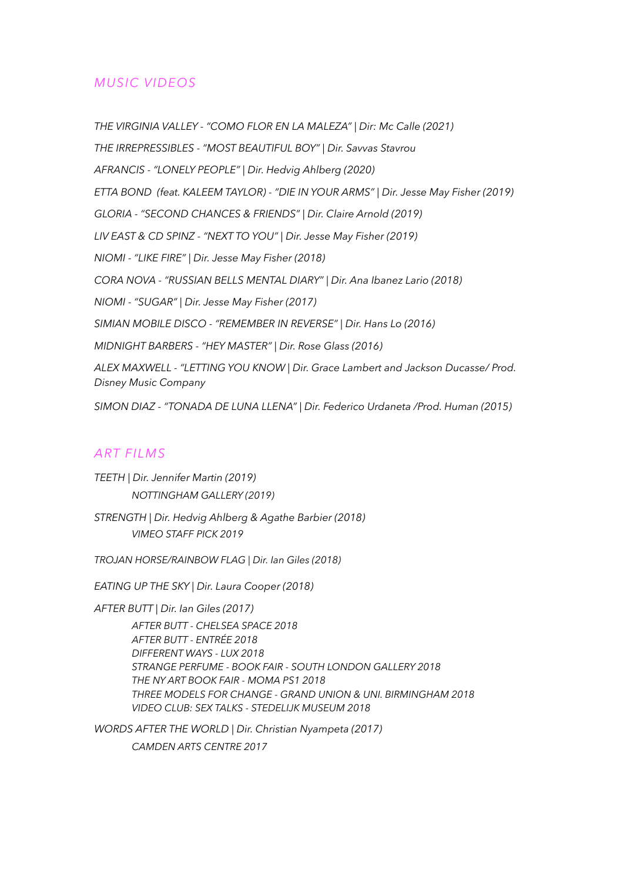## *MUSIC VIDEOS*

*THE VIRGINIA VALLEY - "COMO FLOR EN LA MALEZA" | Dir: Mc Calle (2021)*

*THE IRREPRESSIBLES - "MOST BEAUTIFUL BOY" | Dir. Savvas Stavrou*

*AFRANCIS - "LONELY PEOPLE" | Dir. Hedvig Ahlberg (2020)*

*ETTA BOND (feat. KALEEM TAYLOR) - "DIE IN YOUR ARMS" | Dir. Jesse May Fisher (2019)*

*GLORIA - "SECOND CHANCES & FRIENDS" | Dir. Claire Arnold (2019)*

*LIV EAST & CD SPINZ - "NEXT TO YOU" | Dir. Jesse May Fisher (2019)*

*NIOMI - "LIKE FIRE" | Dir. Jesse May Fisher (2018)*

*CORA NOVA - "RUSSIAN BELLS MENTAL DIARY" | Dir. Ana Ibanez Lario (2018)*

*NIOMI - "SUGAR" | Dir. Jesse May Fisher (2017)*

*SIMIAN MOBILE DISCO - "REMEMBER IN REVERSE" | Dir. Hans Lo (2016)*

*MIDNIGHT BARBERS - "HEY MASTER" | Dir. Rose Glass (2016)*

*ALEX MAXWELL - "LETTING YOU KNOW | Dir. Grace Lambert and Jackson Ducasse/ Prod. Disney Music Company*

*SIMON DIAZ - "TONADA DE LUNA LLENA" | Dir. Federico Urdaneta /Prod. Human (2015)*

## *ART FILMS*

*TEETH | Dir. Jennifer Martin (2019)*
- *NOTTINGHAM GALLERY (2019)*

*STRENGTH | Dir. Hedvig Ahlberg & Agathe Barbier (2018)*
- *VIMEO STAFF PICK 2019*

*TROJAN HORSE/RAINBOW FLAG | Dir. Ian Giles (2018)*

*EATING UP THE SKY | Dir. Laura Cooper (2018)*

*AFTER BUTT | Dir. Ian Giles (2017)*
- *AFTER BUTT - CHELSEA SPACE 2018*
- *AFTER BUTT - ENTRÉE 2018*
- *DIFFERENT WAYS - LUX 2018*
- *STRANGE PERFUME - BOOK FAIR - SOUTH LONDON GALLERY 2018*
- *THE NY ART BOOK FAIR - MOMA PS1 2018*
- *THREE MODELS FOR CHANGE - GRAND UNION & UNI. BIRMINGHAM 2018*
- *VIDEO CLUB: SEX TALKS - STEDELIJK MUSEUM 2018*

*WORDS AFTER THE WORLD | Dir. Christian Nyampeta (2017)*
- *CAMDEN ARTS CENTRE 2017*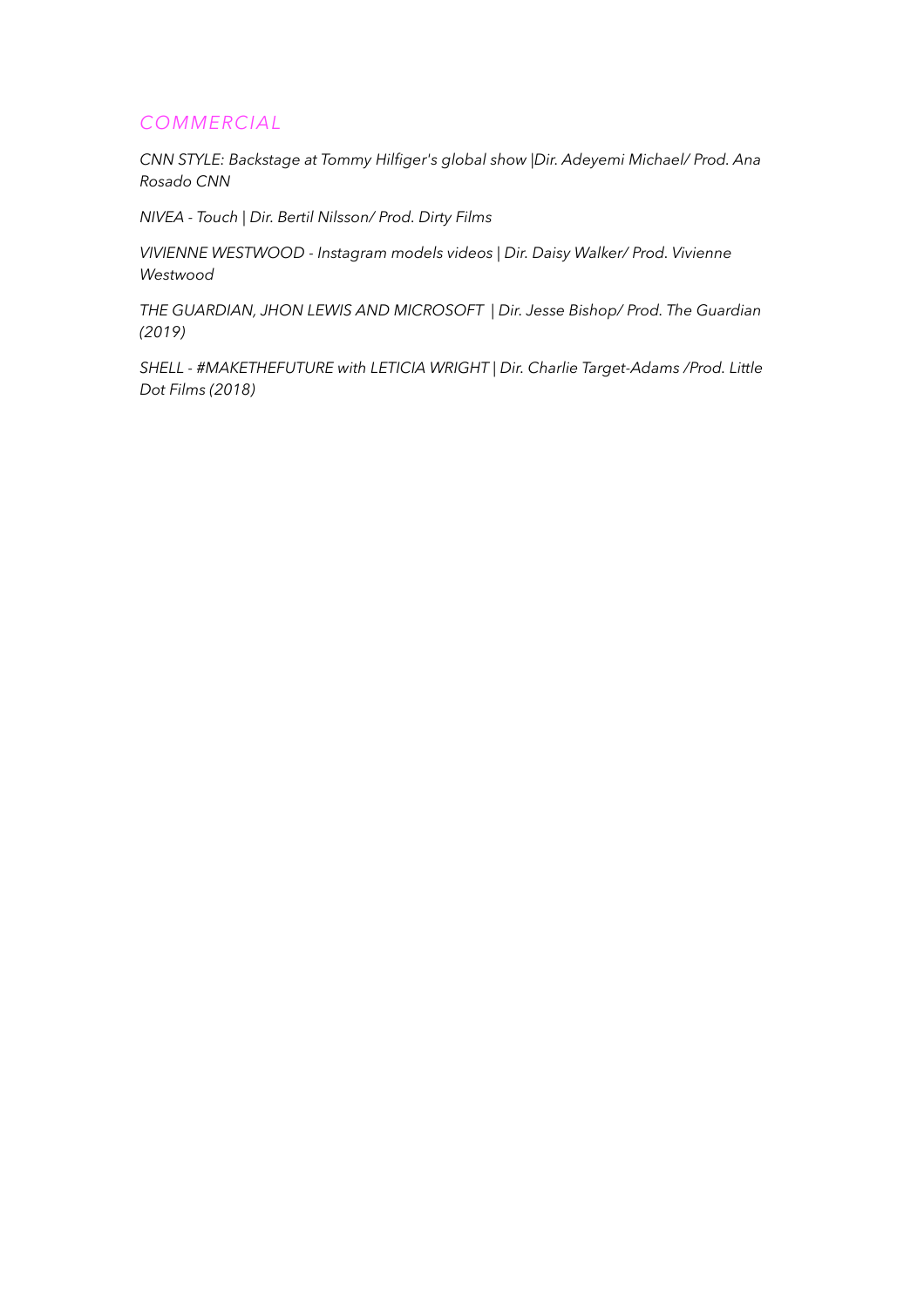## *COMMERCIAL*

*CNN STYLE: Backstage at Tommy Hilfiger's global show |Dir. Adeyemi Michael/ Prod. Ana Rosado CNN*

*NIVEA - Touch | Dir. Bertil Nilsson/ Prod. Dirty Films*

*VIVIENNE WESTWOOD - Instagram models videos | Dir. Daisy Walker/ Prod. Vivienne Westwood*

*THE GUARDIAN, JHON LEWIS AND MICROSOFT | Dir. Jesse Bishop/ Prod. The Guardian (2019)*

*SHELL - #MAKETHEFUTURE with LETICIA WRIGHT | Dir. Charlie Target-Adams /Prod. Little Dot Films (2018)*